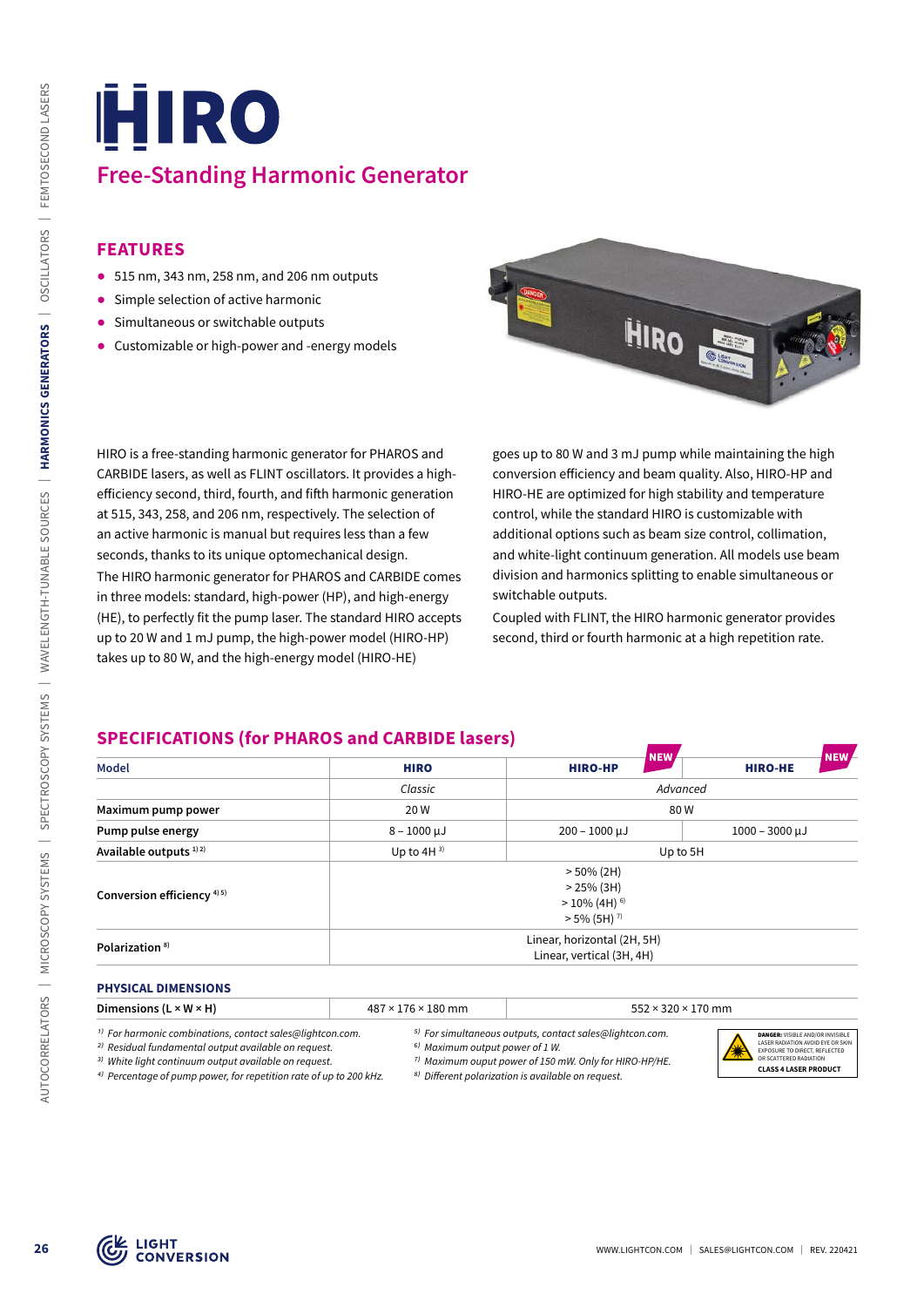# HIRO

## Free-Standing Harmonic Generator

### FEATURES

- 515 nm, 343 nm, 258 nm, and 206 nm outputs
- Simple selection of active harmonic
- Simultaneous or switchable outputs
- Customizable or high-power and -energy models

HIRO is a free-standing harmonic generator for PHAROS and CARBIDE lasers, as well as FLINT oscillators. It provides a high-efficiency second, third, fourth, and fifth harmonic generation at 515, 343, 258, and 206 nm, respectively. The selection of an active harmonic is manual but requires less than a few seconds, thanks to its unique optomechanical design.

The HIRO harmonic generator for PHAROS and CARBIDE comes in three models: standard, high-power (HP), and high-energy (HE), to perfectly fit the pump laser. The standard HIRO accepts up to 20 W and 1 mJ pump, the high-power model (HIRO-HP) takes up to 80 W, and the high-energy model (HIRO-HE) goes up to 80 W and 3 mJ pump while maintaining the high conversion efficiency and beam quality. Also, HIRO-HP and HIRO-HE are optimized for high stability and temperature control, while the standard HIRO is customizable with additional options such as beam size control, collimation, and white-light continuum generation. All models use beam division and harmonics splitting to enable simultaneous or switchable outputs.

Coupled with FLINT, the HIRO harmonic generator provides second, third or fourth harmonic at a high repetition rate.

### SPECIFICATIONS (for PHAROS and CARBIDE lasers)

| Model | HIRO | HIRO-HP (NEW) | HIRO-HE (NEW) |
|---|---|---|---|
| | *Classic* | *Advanced* | |
| **Maximum pump power** | 20 W | 80 W | |
| **Pump pulse energy** | 8 – 1000 µJ | 200 – 1000 µJ | 1000 – 3000 µJ |
| **Available outputs** [1) 2)] | Up to 4H [3)] | Up to 5H | |
| **Conversion efficiency** [4) 5)] | > 50% (2H)<br>> 25% (3H)<br>> 10% (4H) [6)]<br>> 5% (5H) [7)] | | |
| **Polarization** [8)] | Linear, horizontal (2H, 5H)<br>Linear, vertical (3H, 4H) | | |

#### PHYSICAL DIMENSIONS

| Dimensions (L × W × H) | 487 × 176 × 180 mm | 552 × 320 × 170 mm |
|---|---|---|

*1) For harmonic combinations, contact sales@lightcon.com.*
*2) Residual fundamental output available on request.*
*3) White light continuum output available on request.*
*4) Percentage of pump power, for repetition rate of up to 200 kHz.*
*5) For simultaneous outputs, contact sales@lightcon.com.*
*6) Maximum output power of 1 W.*
*7) Maximum ouput power of 150 mW. Only for HIRO-HP/HE.*
*8) Different polarization is available on request.*

**DANGER:** VISIBLE AND/OR INVISIBLE LASER RADIATION AVOID EYE OR SKIN EXPOSURE TO DIRECT, REFLECTED OR SCATTERED RADIATION
**CLASS 4 LASER PRODUCT**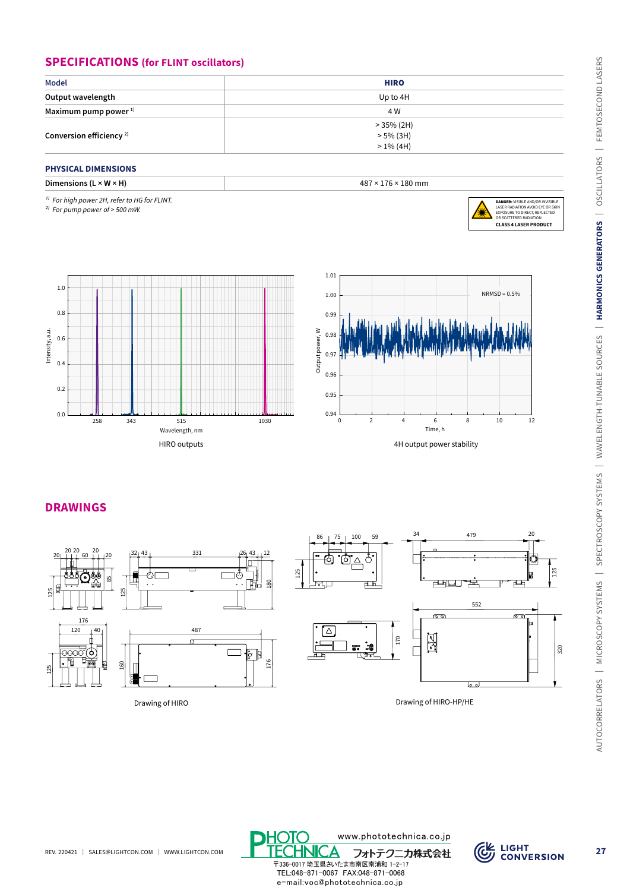## SPECIFICATIONS (for FLINT oscillators)

| Model | HIRO |
|---|---|
| Output wavelength | Up to 4H |
| Maximum pump power [1] | 4 W |
| Conversion efficiency [2] | > 35% (2H)<br>> 5% (3H)<br>> 1% (4H) |

| PHYSICAL DIMENSIONS | |
|---|---|
| Dimensions (L × W × H) | 487 × 176 × 180 mm |

[1] *For high power 2H, refer to HG for FLINT.*
[2] *For pump power of > 500 mW.*

**DANGER:** VISIBLE AND/OR INVISIBLE LASER RADIATION AVOID EYE OR SKIN EXPOSURE TO DIRECT, REFLECTED OR SCATTERED RADIATION
**CLASS 4 LASER PRODUCT**

Intensity, a.u.
1.0
0.8
0.6
0.4
0.2
0.0
258 343 515 1030
Wavelength, nm

HIRO outputs

Output power, W
1.01
1.00
0.99
0.98
0.97
0.96
0.95
0.94
NRMSD = 0.5%
0 2 4 6 8 10 12
Time, h

4H output power stability

## DRAWINGS

Drawing of HIRO

Drawing of HIRO-HP/HE

REV. 220421 | SALES@LIGHTCON.COM | WWW.LIGHTCON.COM

PHOTO TECHNICA
www.phototechnica.co.jp
フォトテクニカ株式会社
〒336-0017 埼玉県さいたま市南区南浦和 1-2-17
TEL:048-871-0067 FAX:048-871-0068
e-mail:voc@phototechnica.co.jp

LIGHT CONVERSION